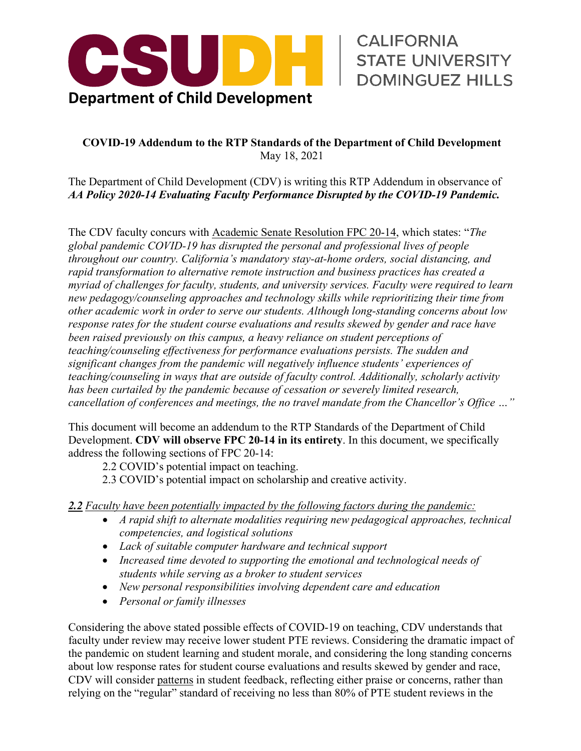# CSUDH | CALIFORNIA STATE UNIVERSITY DOMINGUEZ HILLS

**Department of Child Development**

**COVID-19 Addendum to the RTP Standards of the Department of Child Development**
May 18, 2021

The Department of Child Development (CDV) is writing this RTP Addendum in observance of ***AA Policy 2020-14 Evaluating Faculty Performance Disrupted by the COVID-19 Pandemic.***

The CDV faculty concurs with Academic Senate Resolution FPC 20-14, which states: "*The global pandemic COVID-19 has disrupted the personal and professional lives of people throughout our country. California's mandatory stay-at-home orders, social distancing, and rapid transformation to alternative remote instruction and business practices has created a myriad of challenges for faculty, students, and university services. Faculty were required to learn new pedagogy/counseling approaches and technology skills while reprioritizing their time from other academic work in order to serve our students. Although long-standing concerns about low response rates for the student course evaluations and results skewed by gender and race have been raised previously on this campus, a heavy reliance on student perceptions of teaching/counseling effectiveness for performance evaluations persists. The sudden and significant changes from the pandemic will negatively influence students' experiences of teaching/counseling in ways that are outside of faculty control. Additionally, scholarly activity has been curtailed by the pandemic because of cessation or severely limited research, cancellation of conferences and meetings, the no travel mandate from the Chancellor's Office …*"

This document will become an addendum to the RTP Standards of the Department of Child Development. **CDV will observe FPC 20-14 in its entirety**. In this document, we specifically address the following sections of FPC 20-14:

2.2 COVID's potential impact on teaching.
2.3 COVID's potential impact on scholarship and creative activity.

***2.2*** *Faculty have been potentially impacted by the following factors during the pandemic:*

- *A rapid shift to alternate modalities requiring new pedagogical approaches, technical competencies, and logistical solutions*
- *Lack of suitable computer hardware and technical support*
- *Increased time devoted to supporting the emotional and technological needs of students while serving as a broker to student services*
- *New personal responsibilities involving dependent care and education*
- *Personal or family illnesses*

Considering the above stated possible effects of COVID-19 on teaching, CDV understands that faculty under review may receive lower student PTE reviews. Considering the dramatic impact of the pandemic on student learning and student morale, and considering the long standing concerns about low response rates for student course evaluations and results skewed by gender and race, CDV will consider patterns in student feedback, reflecting either praise or concerns, rather than relying on the "regular" standard of receiving no less than 80% of PTE student reviews in the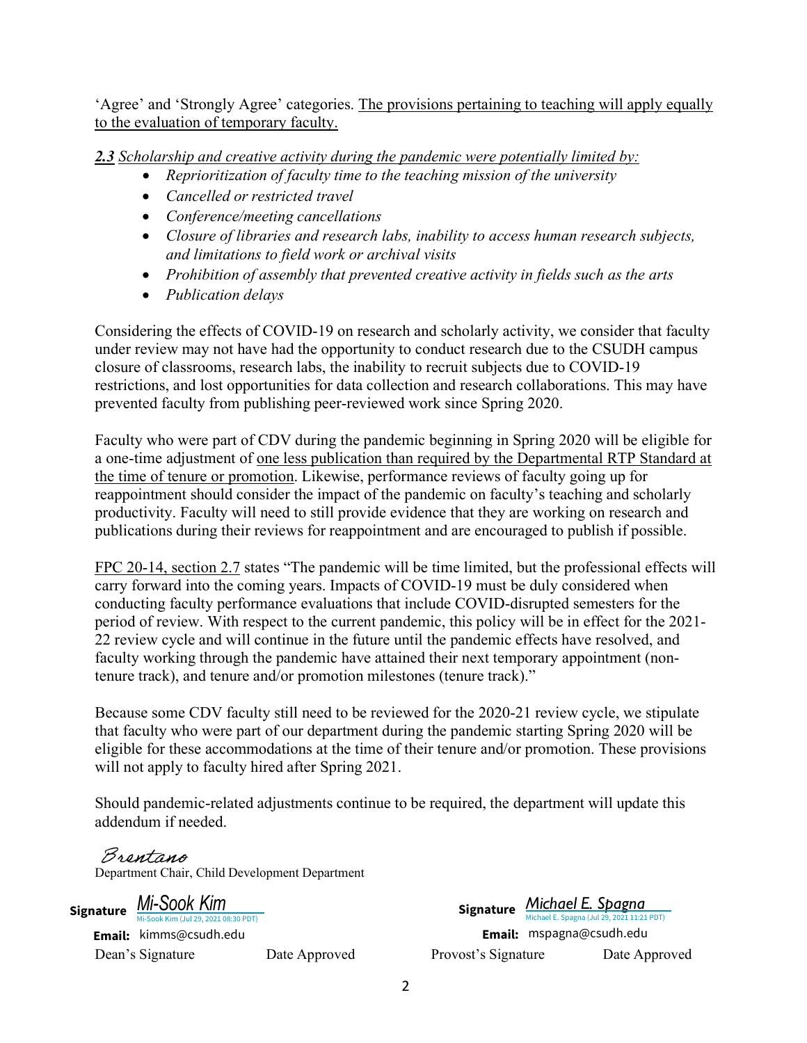'Agree' and 'Strongly Agree' categories. <u>The provisions pertaining to teaching will apply equally to the evaluation of temporary faculty.</u>

***2.3*** *Scholarship and creative activity during the pandemic were potentially limited by:*

- *Reprioritization of faculty time to the teaching mission of the university*
- *Cancelled or restricted travel*
- *Conference/meeting cancellations*
- *Closure of libraries and research labs, inability to access human research subjects, and limitations to field work or archival visits*
- *Prohibition of assembly that prevented creative activity in fields such as the arts*
- *Publication delays*

Considering the effects of COVID-19 on research and scholarly activity, we consider that faculty under review may not have had the opportunity to conduct research due to the CSUDH campus closure of classrooms, research labs, the inability to recruit subjects due to COVID-19 restrictions, and lost opportunities for data collection and research collaborations. This may have prevented faculty from publishing peer-reviewed work since Spring 2020.

Faculty who were part of CDV during the pandemic beginning in Spring 2020 will be eligible for a one-time adjustment of <u>one less publication than required by the Departmental RTP Standard at the time of tenure or promotion</u>. Likewise, performance reviews of faculty going up for reappointment should consider the impact of the pandemic on faculty's teaching and scholarly productivity. Faculty will need to still provide evidence that they are working on research and publications during their reviews for reappointment and are encouraged to publish if possible.

<u>FPC 20-14, section 2.7</u> states "The pandemic will be time limited, but the professional effects will carry forward into the coming years. Impacts of COVID-19 must be duly considered when conducting faculty performance evaluations that include COVID-disrupted semesters for the period of review. With respect to the current pandemic, this policy will be in effect for the 2021-22 review cycle and will continue in the future until the pandemic effects have resolved, and faculty working through the pandemic have attained their next temporary appointment (non-tenure track), and tenure and/or promotion milestones (tenure track)."

Because some CDV faculty still need to be reviewed for the 2020-21 review cycle, we stipulate that faculty who were part of our department during the pandemic starting Spring 2020 will be eligible for these accommodations at the time of their tenure and/or promotion. These provisions will not apply to faculty hired after Spring 2021.

Should pandemic-related adjustments continue to be required, the department will update this addendum if needed.

Brentano
Department Chair, Child Development Department

Signature: Mi-Sook Kim (Mi-Sook Kim (Jul 29, 2021 08:30 PDT))
Email: kimms@csudh.edu
Dean's Signature — Date Approved

Signature: Michael E. Spagna (Michael E. Spagna (Jul 29, 2021 11:21 PDT))
Email: mspagna@csudh.edu
Provost's Signature — Date Approved